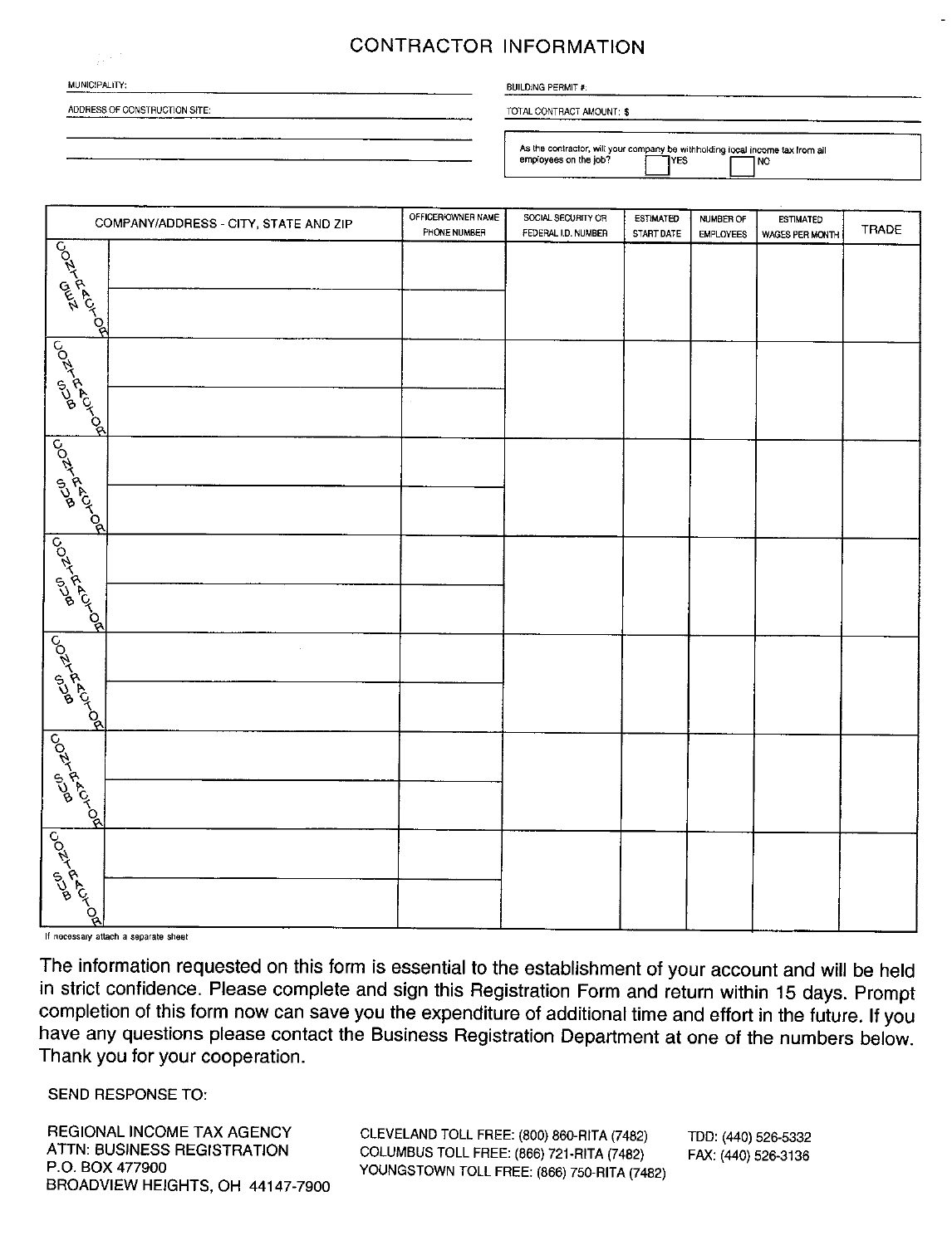# CONTRACTOR INFORMATION

MUNICIPALITY: ______________________

BUILDING PERMIT #: ______________________

ADDRESS OF CONSTRUCTION SITE: ______________________

TOTAL CONTRACT AMOUNT: $ ______________________

As the contractor, will your company be withholding local income tax from all employees on the job? ☐ YES ☐ NO

| | COMPANY/ADDRESS - CITY, STATE AND ZIP | OFFICER/OWNER NAME<br>PHONE NUMBER | SOCIAL SECURITY OR FEDERAL I.D. NUMBER | ESTIMATED START DATE | NUMBER OF EMPLOYEES | ESTIMATED WAGES PER MONTH | TRADE |
|---|---|---|---|---|---|---|---|
| GEN CONTRACTOR | | | | | | | |
| | | | | | | | |
| SUB CONTRACTOR | | | | | | | |
| | | | | | | | |
| SUB CONTRACTOR | | | | | | | |
| | | | | | | | |
| SUB CONTRACTOR | | | | | | | |
| | | | | | | | |
| SUB CONTRACTOR | | | | | | | |
| | | | | | | | |
| SUB CONTRACTOR | | | | | | | |
| | | | | | | | |
| SUB CONTRACTOR | | | | | | | |
| | | | | | | | |

If necessary attach a separate sheet

The information requested on this form is essential to the establishment of your account and will be held in strict confidence. Please complete and sign this Registration Form and return within 15 days. Prompt completion of this form now can save you the expenditure of additional time and effort in the future. If you have any questions please contact the Business Registration Department at one of the numbers below. Thank you for your cooperation.

SEND RESPONSE TO:

REGIONAL INCOME TAX AGENCY
ATTN: BUSINESS REGISTRATION
P.O. BOX 477900
BROADVIEW HEIGHTS, OH 44147-7900

CLEVELAND TOLL FREE: (800) 860-RITA (7482)
COLUMBUS TOLL FREE: (866) 721-RITA (7482)
YOUNGSTOWN TOLL FREE: (866) 750-RITA (7482)

TDD: (440) 526-5332
FAX: (440) 526-3136